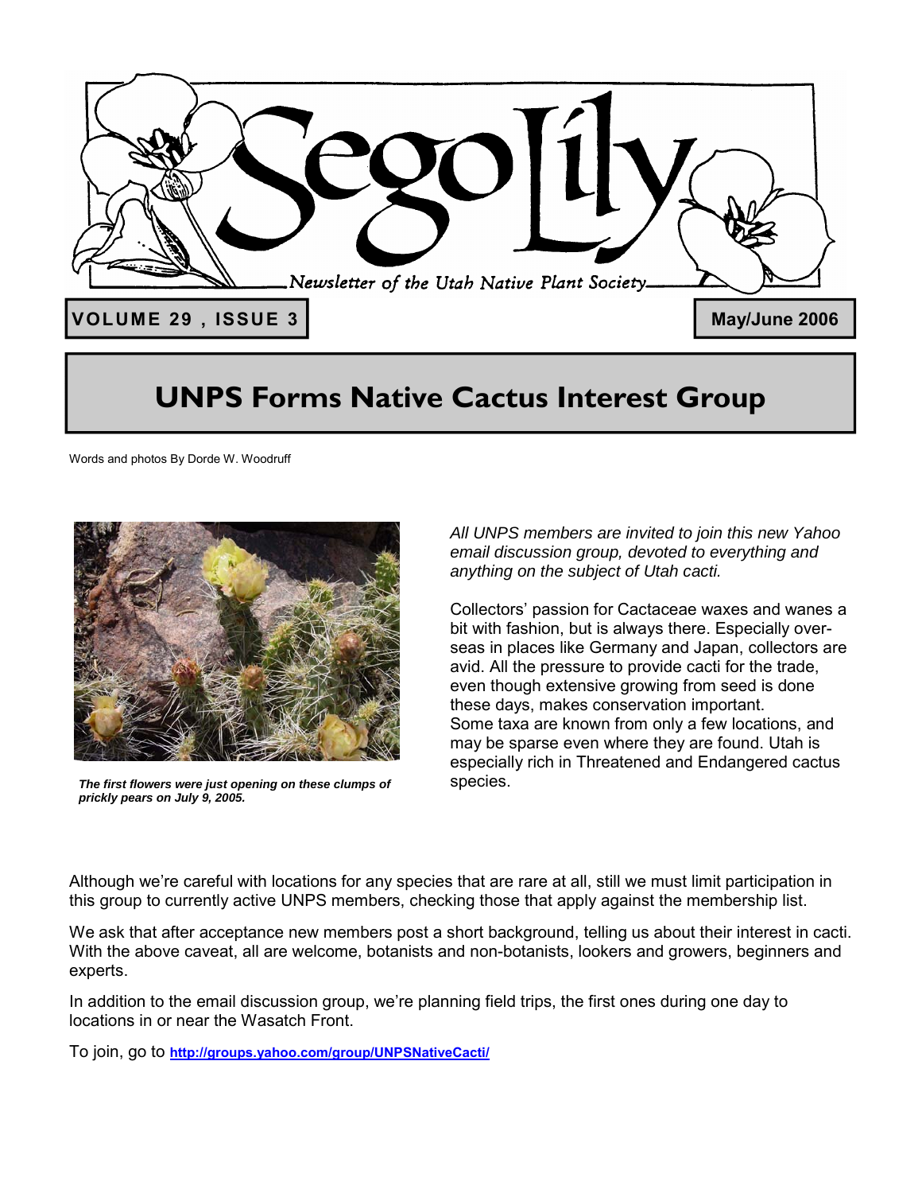# Sego Lily

*Newsletter of the Utah Native Plant Society*

**VOLUME 29 , ISSUE 3** **May/June 2006**

## UNPS Forms Native Cactus Interest Group

Words and photos By Dorde W. Woodruff

***The first flowers were just opening on these clumps of prickly pears on July 9, 2005.***

*All UNPS members are invited to join this new Yahoo email discussion group, devoted to everything and anything on the subject of Utah cacti.*

Collectors' passion for Cactaceae waxes and wanes a bit with fashion, but is always there. Especially overseas in places like Germany and Japan, collectors are avid. All the pressure to provide cacti for the trade, even though extensive growing from seed is done these days, makes conservation important. Some taxa are known from only a few locations, and may be sparse even where they are found. Utah is especially rich in Threatened and Endangered cactus species.

Although we're careful with locations for any species that are rare at all, still we must limit participation in this group to currently active UNPS members, checking those that apply against the membership list.

We ask that after acceptance new members post a short background, telling us about their interest in cacti. With the above caveat, all are welcome, botanists and non-botanists, lookers and growers, beginners and experts.

In addition to the email discussion group, we're planning field trips, the first ones during one day to locations in or near the Wasatch Front.

To join, go to **http://groups.yahoo.com/group/UNPSNativeCacti/**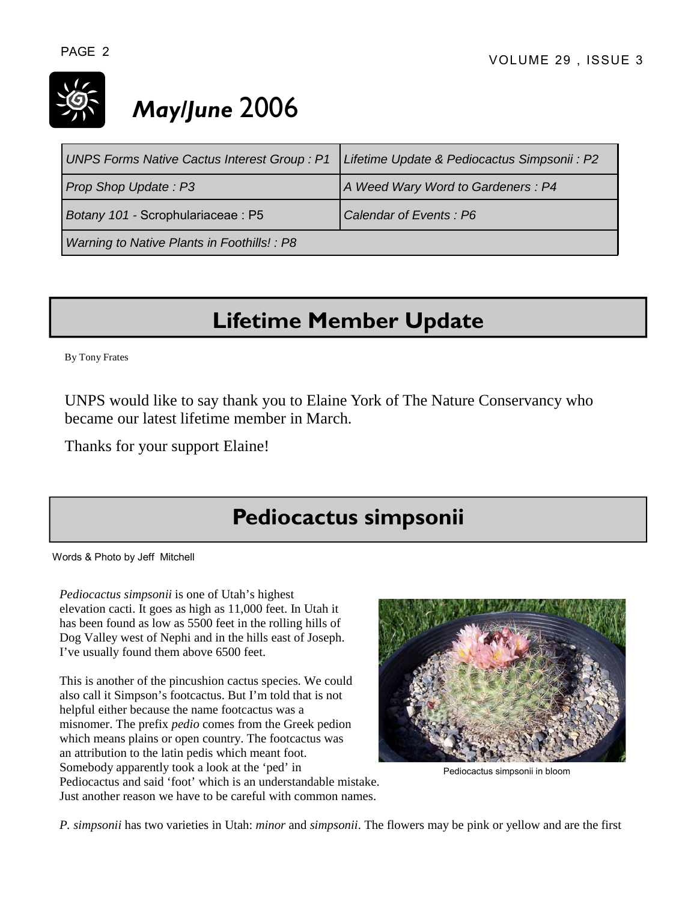# *May/June* 2006

| UNPS Forms Native Cactus Interest Group : P1 | Lifetime Update & Pediocactus Simpsonii : P2 |
|---|---|
| Prop Shop Update : P3 | A Weed Wary Word to Gardeners : P4 |
| Botany 101 - Scrophulariaceae : P5 | Calendar of Events : P6 |
| Warning to Native Plants in Foothills! : P8 | |

## Lifetime Member Update

By Tony Frates

UNPS would like to say thank you to Elaine York of The Nature Conservancy who became our latest lifetime member in March.

Thanks for your support Elaine!

## Pediocactus simpsonii

Words & Photo by Jeff Mitchell

*Pediocactus simpsonii* is one of Utah's highest elevation cacti. It goes as high as 11,000 feet. In Utah it has been found as low as 5500 feet in the rolling hills of Dog Valley west of Nephi and in the hills east of Joseph. I've usually found them above 6500 feet.

This is another of the pincushion cactus species. We could also call it Simpson's footcactus. But I'm told that is not helpful either because the name footcactus was a misnomer. The prefix *pedio* comes from the Greek pedion which means plains or open country. The footcactus was an attribution to the latin pedis which meant foot. Somebody apparently took a look at the 'ped' in Pediocactus and said 'foot' which is an understandable mistake. Just another reason we have to be careful with common names.

Pediocactus simpsonii in bloom

*P. simpsonii* has two varieties in Utah: *minor* and *simpsonii*. The flowers may be pink or yellow and are the first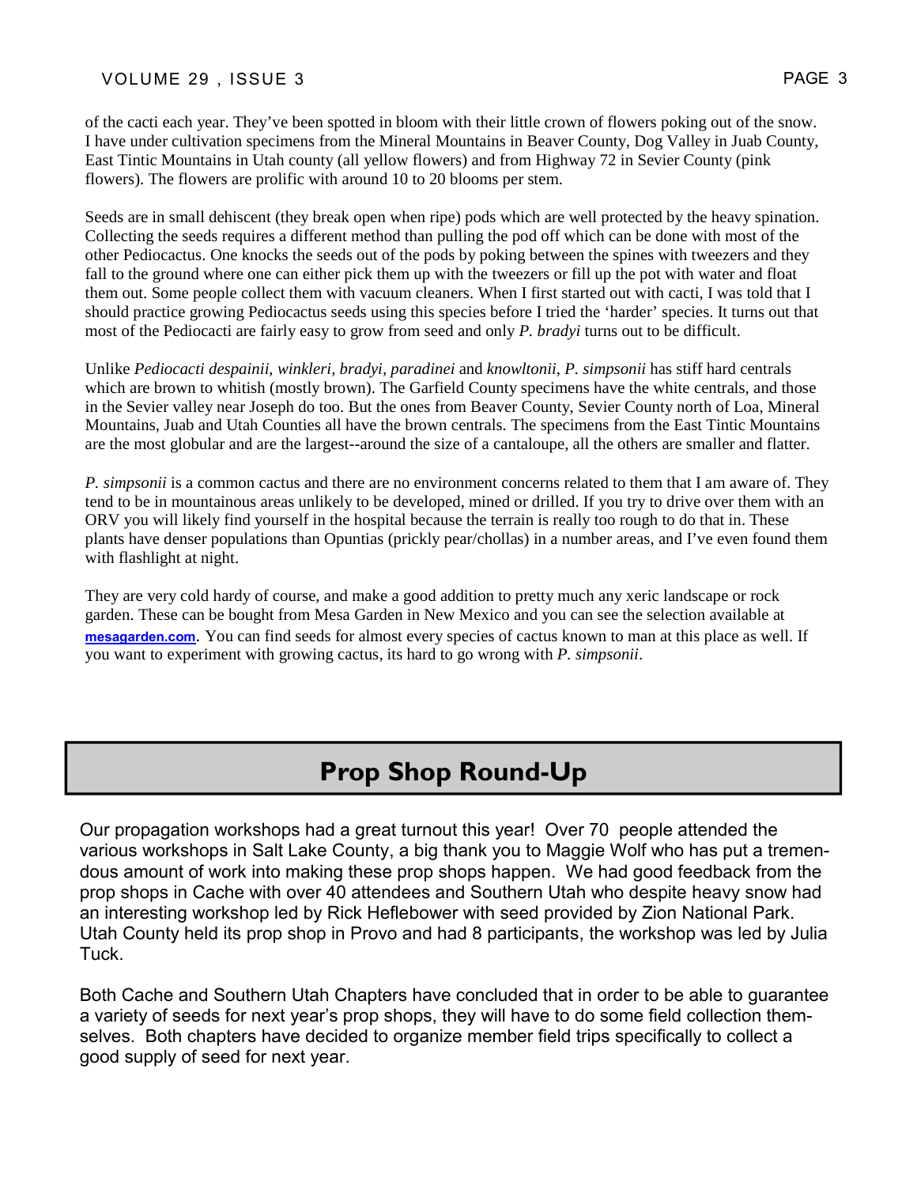of the cacti each year. They've been spotted in bloom with their little crown of flowers poking out of the snow. I have under cultivation specimens from the Mineral Mountains in Beaver County, Dog Valley in Juab County, East Tintic Mountains in Utah county (all yellow flowers) and from Highway 72 in Sevier County (pink flowers). The flowers are prolific with around 10 to 20 blooms per stem.

Seeds are in small dehiscent (they break open when ripe) pods which are well protected by the heavy spination. Collecting the seeds requires a different method than pulling the pod off which can be done with most of the other Pediocactus. One knocks the seeds out of the pods by poking between the spines with tweezers and they fall to the ground where one can either pick them up with the tweezers or fill up the pot with water and float them out. Some people collect them with vacuum cleaners. When I first started out with cacti, I was told that I should practice growing Pediocactus seeds using this species before I tried the 'harder' species. It turns out that most of the Pediocacti are fairly easy to grow from seed and only *P. bradyi* turns out to be difficult.

Unlike *Pediocacti despainii, winkleri, bradyi, paradinei* and *knowltonii, P. simpsonii* has stiff hard centrals which are brown to whitish (mostly brown). The Garfield County specimens have the white centrals, and those in the Sevier valley near Joseph do too. But the ones from Beaver County, Sevier County north of Loa, Mineral Mountains, Juab and Utah Counties all have the brown centrals. The specimens from the East Tintic Mountains are the most globular and are the largest--around the size of a cantaloupe, all the others are smaller and flatter.

*P. simpsonii* is a common cactus and there are no environment concerns related to them that I am aware of. They tend to be in mountainous areas unlikely to be developed, mined or drilled. If you try to drive over them with an ORV you will likely find yourself in the hospital because the terrain is really too rough to do that in. These plants have denser populations than Opuntias (prickly pear/chollas) in a number areas, and I've even found them with flashlight at night.

They are very cold hardy of course, and make a good addition to pretty much any xeric landscape or rock garden. These can be bought from Mesa Garden in New Mexico and you can see the selection available at **mesagarden.com**. You can find seeds for almost every species of cactus known to man at this place as well. If you want to experiment with growing cactus, its hard to go wrong with *P. simpsonii*.

## Prop Shop Round-Up

Our propagation workshops had a great turnout this year! Over 70 people attended the various workshops in Salt Lake County, a big thank you to Maggie Wolf who has put a tremendous amount of work into making these prop shops happen. We had good feedback from the prop shops in Cache with over 40 attendees and Southern Utah who despite heavy snow had an interesting workshop led by Rick Heflebower with seed provided by Zion National Park. Utah County held its prop shop in Provo and had 8 participants, the workshop was led by Julia Tuck.

Both Cache and Southern Utah Chapters have concluded that in order to be able to guarantee a variety of seeds for next year's prop shops, they will have to do some field collection themselves. Both chapters have decided to organize member field trips specifically to collect a good supply of seed for next year.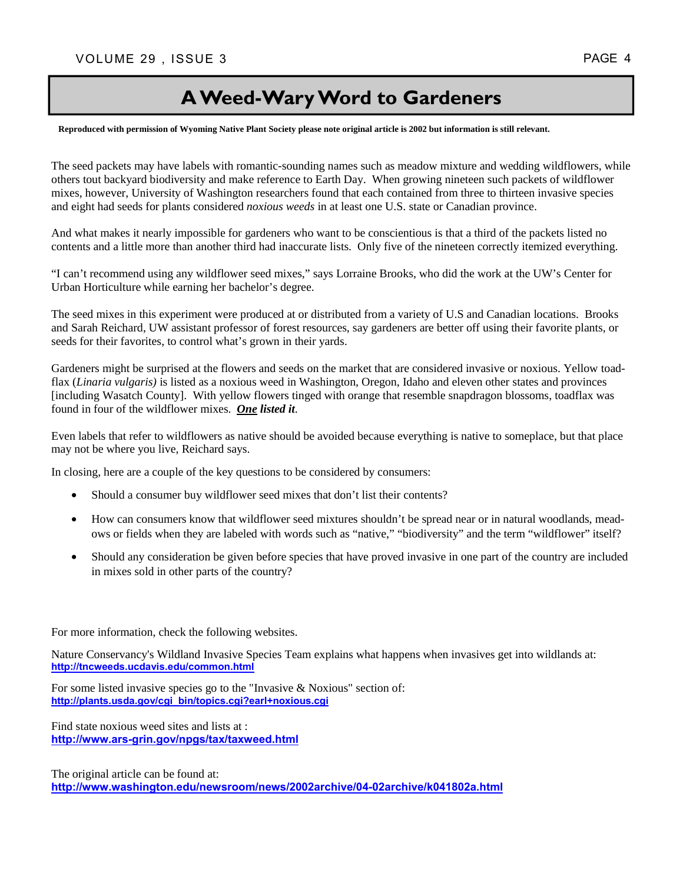# A Weed-Wary Word to Gardeners

**Reproduced with permission of Wyoming Native Plant Society please note original article is 2002 but information is still relevant.**

The seed packets may have labels with romantic-sounding names such as meadow mixture and wedding wildflowers, while others tout backyard biodiversity and make reference to Earth Day. When growing nineteen such packets of wildflower mixes, however, University of Washington researchers found that each contained from three to thirteen invasive species and eight had seeds for plants considered *noxious weeds* in at least one U.S. state or Canadian province.

And what makes it nearly impossible for gardeners who want to be conscientious is that a third of the packets listed no contents and a little more than another third had inaccurate lists. Only five of the nineteen correctly itemized everything.

“I can’t recommend using any wildflower seed mixes,” says Lorraine Brooks, who did the work at the UW’s Center for Urban Horticulture while earning her bachelor’s degree.

The seed mixes in this experiment were produced at or distributed from a variety of U.S and Canadian locations. Brooks and Sarah Reichard, UW assistant professor of forest resources, say gardeners are better off using their favorite plants, or seeds for their favorites, to control what’s grown in their yards.

Gardeners might be surprised at the flowers and seeds on the market that are considered invasive or noxious. Yellow toad-flax (*Linaria vulgaris)* is listed as a noxious weed in Washington, Oregon, Idaho and eleven other states and provinces [including Wasatch County]. With yellow flowers tinged with orange that resemble snapdragon blossoms, toadflax was found in four of the wildflower mixes. ***One* listed it**.

Even labels that refer to wildflowers as native should be avoided because everything is native to someplace, but that place may not be where you live, Reichard says.

In closing, here are a couple of the key questions to be considered by consumers:

- Should a consumer buy wildflower seed mixes that don’t list their contents?
- How can consumers know that wildflower seed mixtures shouldn’t be spread near or in natural woodlands, meadows or fields when they are labeled with words such as “native,” “biodiversity” and the term “wildflower” itself?
- Should any consideration be given before species that have proved invasive in one part of the country are included in mixes sold in other parts of the country?

For more information, check the following websites.

Nature Conservancy's Wildland Invasive Species Team explains what happens when invasives get into wildlands at:
http://tncweeds.ucdavis.edu/common.html

For some listed invasive species go to the "Invasive & Noxious" section of:
http://plants.usda.gov/cgi_bin/topics.cgi?earl+noxious.cgi

Find state noxious weed sites and lists at :
http://www.ars-grin.gov/npgs/tax/taxweed.html

The original article can be found at:
http://www.washington.edu/newsroom/news/2002archive/04-02archive/k041802a.html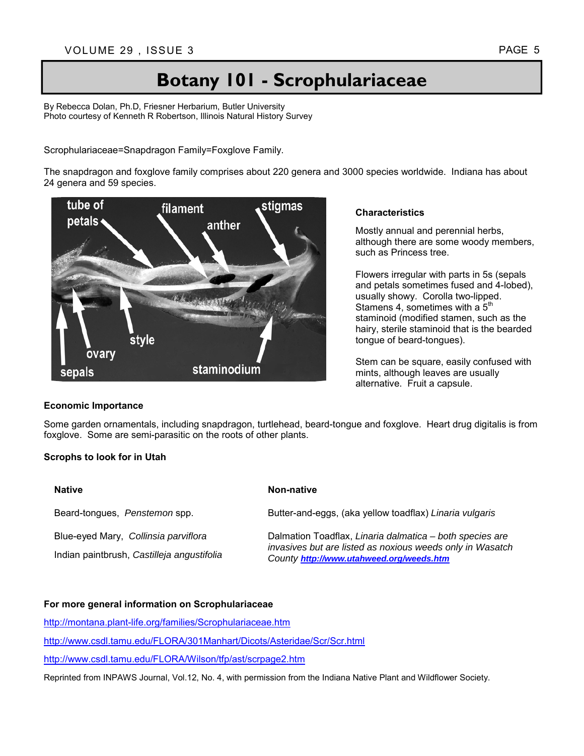# Botany 101 - Scrophulariaceae

By Rebecca Dolan, Ph.D, Friesner Herbarium, Butler University
Photo courtesy of Kenneth R Robertson, Illinois Natural History Survey

Scrophulariaceae=Snapdragon Family=Foxglove Family.

The snapdragon and foxglove family comprises about 220 genera and 3000 species worldwide. Indiana has about 24 genera and 59 species.

### Characteristics

Mostly annual and perennial herbs, although there are some woody members, such as Princess tree.

Flowers irregular with parts in 5s (sepals and petals sometimes fused and 4-lobed), usually showy. Corolla two-lipped. Stamens 4, sometimes with a 5th staminoid (modified stamen, such as the hairy, sterile staminoid that is the bearded tongue of beard-tongues).

Stem can be square, easily confused with mints, although leaves are usually alternative. Fruit a capsule.

### Economic Importance

Some garden ornamentals, including snapdragon, turtlehead, beard-tongue and foxglove. Heart drug digitalis is from foxglove. Some are semi-parasitic on the roots of other plants.

### Scrophs to look for in Utah

| Native | Non-native |
|---|---|
| Beard-tongues, *Penstemon* spp. | Butter-and-eggs, (aka yellow toadflax) *Linaria vulgaris* |
| Blue-eyed Mary, *Collinsia parviflora* | Dalmation Toadflax, *Linaria dalmatica – both species are invasives but are listed as noxious weeds only in Wasatch County* **http://www.utahweed.org/weeds.htm** |
| Indian paintbrush, *Castilleja angustifolia* | |

### For more general information on Scrophulariaceae

http://montana.plant-life.org/families/Scrophulariaceae.htm

http://www.csdl.tamu.edu/FLORA/301Manhart/Dicots/Asteridae/Scr/Scr.html

http://www.csdl.tamu.edu/FLORA/Wilson/tfp/ast/scrpage2.htm

Reprinted from INPAWS Journal, Vol.12, No. 4, with permission from the Indiana Native Plant and Wildflower Society.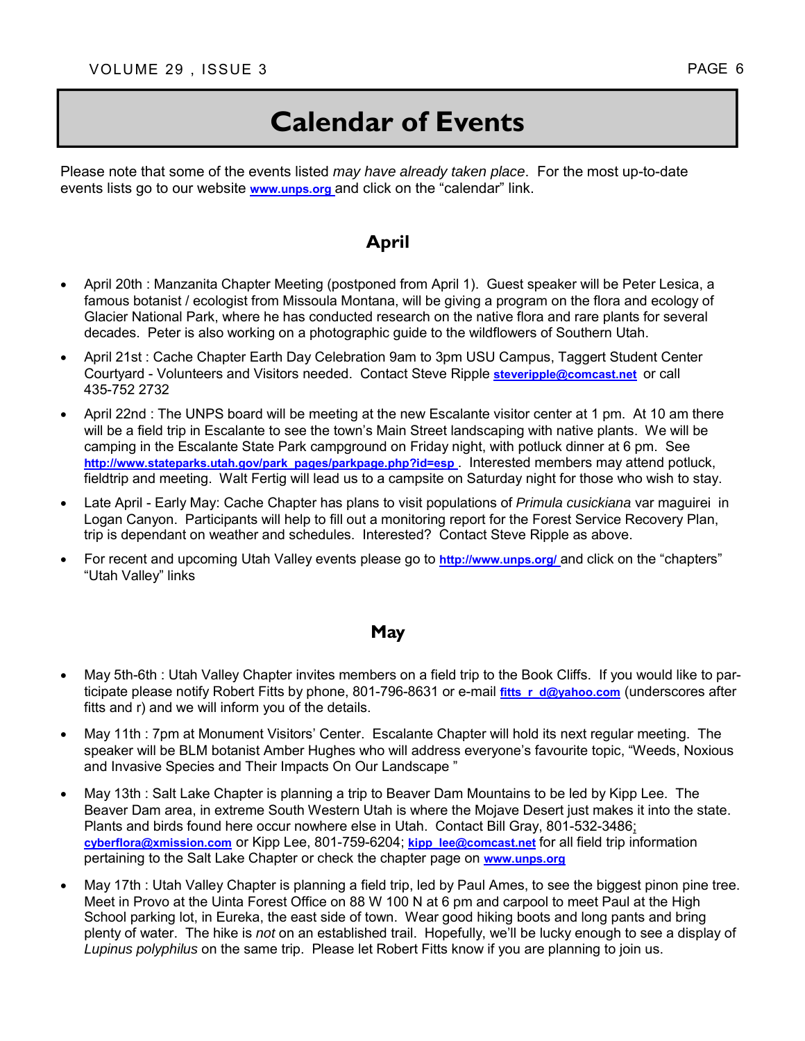# Calendar of Events

Please note that some of the events listed *may have already taken place*. For the most up-to-date events lists go to our website **www.unps.org** and click on the "calendar" link.

## April

- April 20th : Manzanita Chapter Meeting (postponed from April 1). Guest speaker will be Peter Lesica, a famous botanist / ecologist from Missoula Montana, will be giving a program on the flora and ecology of Glacier National Park, where he has conducted research on the native flora and rare plants for several decades. Peter is also working on a photographic guide to the wildflowers of Southern Utah.
- April 21st : Cache Chapter Earth Day Celebration 9am to 3pm USU Campus, Taggert Student Center Courtyard - Volunteers and Visitors needed. Contact Steve Ripple **steveripple@comcast.net** or call 435-752 2732
- April 22nd : The UNPS board will be meeting at the new Escalante visitor center at 1 pm. At 10 am there will be a field trip in Escalante to see the town's Main Street landscaping with native plants. We will be camping in the Escalante State Park campground on Friday night, with potluck dinner at 6 pm. See **http://www.stateparks.utah.gov/park_pages/parkpage.php?id=esp** . Interested members may attend potluck, fieldtrip and meeting. Walt Fertig will lead us to a campsite on Saturday night for those who wish to stay.
- Late April - Early May: Cache Chapter has plans to visit populations of *Primula cusickiana* var maguirei in Logan Canyon. Participants will help to fill out a monitoring report for the Forest Service Recovery Plan, trip is dependant on weather and schedules. Interested? Contact Steve Ripple as above.
- For recent and upcoming Utah Valley events please go to **http://www.unps.org/** and click on the "chapters" "Utah Valley" links

## May

- May 5th-6th : Utah Valley Chapter invites members on a field trip to the Book Cliffs. If you would like to participate please notify Robert Fitts by phone, 801-796-8631 or e-mail **fitts_r_d@yahoo.com** (underscores after fitts and r) and we will inform you of the details.
- May 11th : 7pm at Monument Visitors' Center. Escalante Chapter will hold its next regular meeting. The speaker will be BLM botanist Amber Hughes who will address everyone's favourite topic, "Weeds, Noxious and Invasive Species and Their Impacts On Our Landscape "
- May 13th : Salt Lake Chapter is planning a trip to Beaver Dam Mountains to be led by Kipp Lee. The Beaver Dam area, in extreme South Western Utah is where the Mojave Desert just makes it into the state. Plants and birds found here occur nowhere else in Utah. Contact Bill Gray, 801-532-3486; **cyberflora@xmission.com** or Kipp Lee, 801-759-6204; **kipp_lee@comcast.net** for all field trip information pertaining to the Salt Lake Chapter or check the chapter page on **www.unps.org**
- May 17th : Utah Valley Chapter is planning a field trip, led by Paul Ames, to see the biggest pinon pine tree. Meet in Provo at the Uinta Forest Office on 88 W 100 N at 6 pm and carpool to meet Paul at the High School parking lot, in Eureka, the east side of town. Wear good hiking boots and long pants and bring plenty of water. The hike is *not* on an established trail. Hopefully, we'll be lucky enough to see a display of *Lupinus polyphilus* on the same trip. Please let Robert Fitts know if you are planning to join us.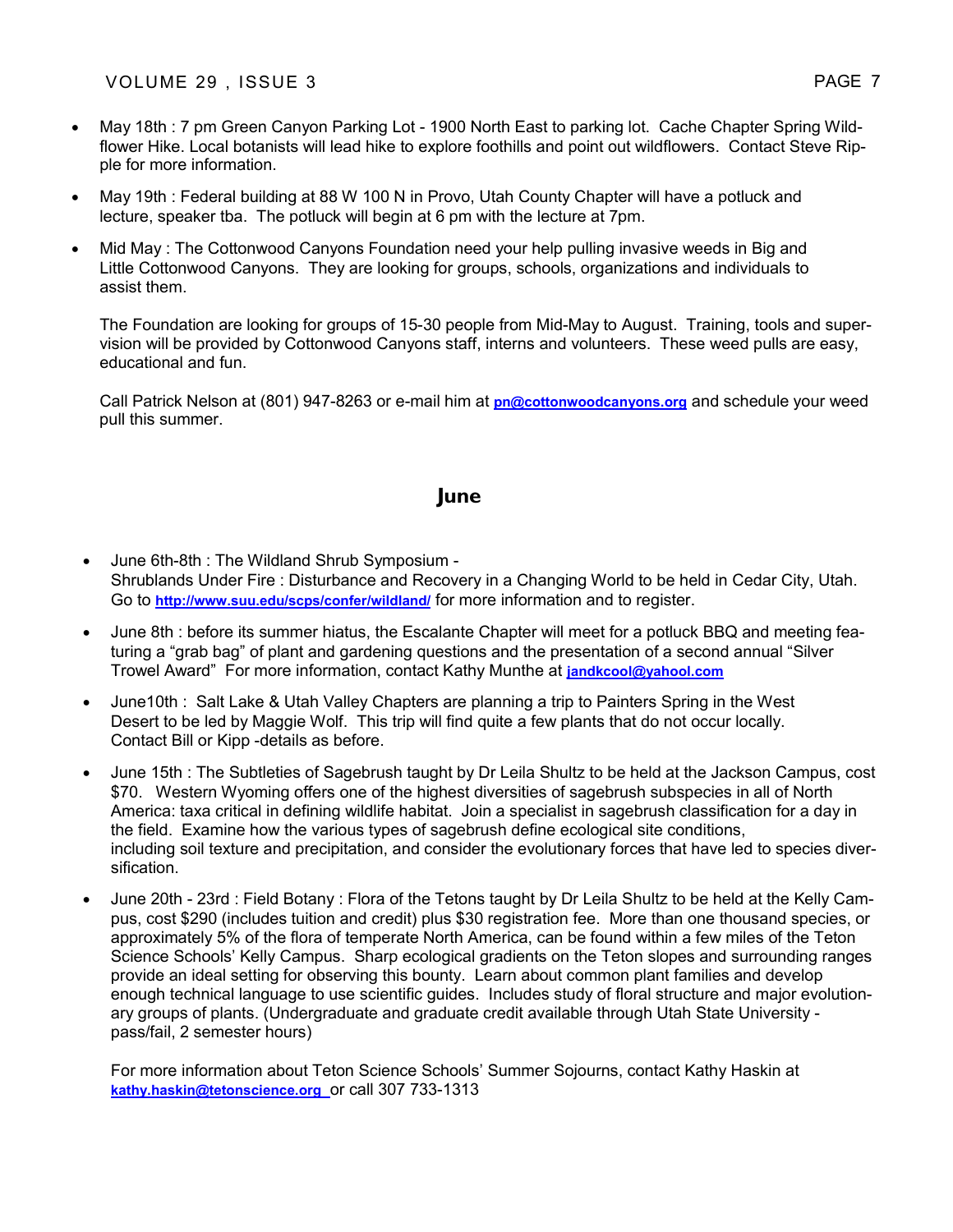- May 18th : 7 pm Green Canyon Parking Lot - 1900 North East to parking lot. Cache Chapter Spring Wildflower Hike. Local botanists will lead hike to explore foothills and point out wildflowers. Contact Steve Ripple for more information.
- May 19th : Federal building at 88 W 100 N in Provo, Utah County Chapter will have a potluck and lecture, speaker tba. The potluck will begin at 6 pm with the lecture at 7pm.
- Mid May : The Cottonwood Canyons Foundation need your help pulling invasive weeds in Big and Little Cottonwood Canyons. They are looking for groups, schools, organizations and individuals to assist them.

  The Foundation are looking for groups of 15-30 people from Mid-May to August. Training, tools and supervision will be provided by Cottonwood Canyons staff, interns and volunteers. These weed pulls are easy, educational and fun.

  Call Patrick Nelson at (801) 947-8263 or e-mail him at **pn@cottonwoodcanyons.org** and schedule your weed pull this summer.

## June

- June 6th-8th : The Wildland Shrub Symposium - Shrublands Under Fire : Disturbance and Recovery in a Changing World to be held in Cedar City, Utah. Go to **http://www.suu.edu/scps/confer/wildland/** for more information and to register.
- June 8th : before its summer hiatus, the Escalante Chapter will meet for a potluck BBQ and meeting featuring a "grab bag" of plant and gardening questions and the presentation of a second annual "Silver Trowel Award" For more information, contact Kathy Munthe at **jandkcool@yahool.com**
- June10th : Salt Lake & Utah Valley Chapters are planning a trip to Painters Spring in the West Desert to be led by Maggie Wolf. This trip will find quite a few plants that do not occur locally. Contact Bill or Kipp -details as before.
- June 15th : The Subtleties of Sagebrush taught by Dr Leila Shultz to be held at the Jackson Campus, cost \$70. Western Wyoming offers one of the highest diversities of sagebrush subspecies in all of North America: taxa critical in defining wildlife habitat. Join a specialist in sagebrush classification for a day in the field. Examine how the various types of sagebrush define ecological site conditions, including soil texture and precipitation, and consider the evolutionary forces that have led to species diversification.
- June 20th - 23rd : Field Botany : Flora of the Tetons taught by Dr Leila Shultz to be held at the Kelly Campus, cost \$290 (includes tuition and credit) plus \$30 registration fee. More than one thousand species, or approximately 5% of the flora of temperate North America, can be found within a few miles of the Teton Science Schools' Kelly Campus. Sharp ecological gradients on the Teton slopes and surrounding ranges provide an ideal setting for observing this bounty. Learn about common plant families and develop enough technical language to use scientific guides. Includes study of floral structure and major evolutionary groups of plants. (Undergraduate and graduate credit available through Utah State University - pass/fail, 2 semester hours)

  For more information about Teton Science Schools' Summer Sojourns, contact Kathy Haskin at **kathy.haskin@tetonscience.org** or call 307 733-1313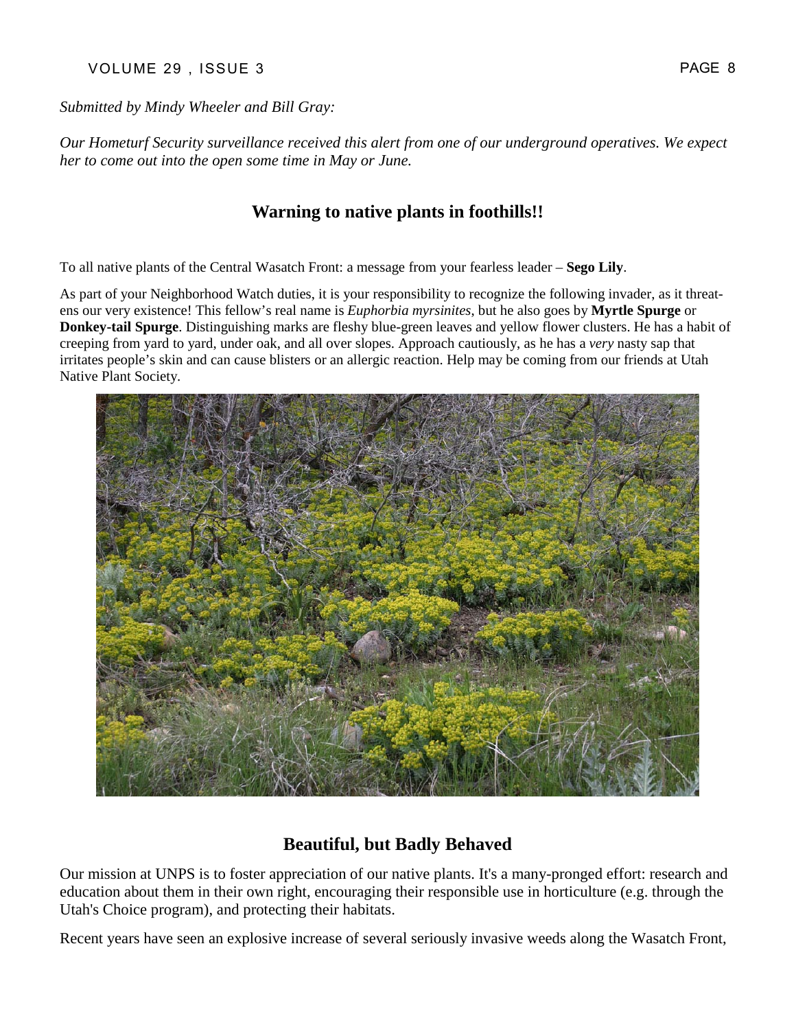*Submitted by Mindy Wheeler and Bill Gray:*

*Our Hometurf Security surveillance received this alert from one of our underground operatives. We expect her to come out into the open some time in May or June.*

## Warning to native plants in foothills!!

To all native plants of the Central Wasatch Front: a message from your fearless leader – **Sego Lily**.

As part of your Neighborhood Watch duties, it is your responsibility to recognize the following invader, as it threatens our very existence! This fellow's real name is *Euphorbia myrsinites*, but he also goes by **Myrtle Spurge** or **Donkey-tail Spurge**. Distinguishing marks are fleshy blue-green leaves and yellow flower clusters. He has a habit of creeping from yard to yard, under oak, and all over slopes. Approach cautiously, as he has a *very* nasty sap that irritates people's skin and can cause blisters or an allergic reaction. Help may be coming from our friends at Utah Native Plant Society.

## Beautiful, but Badly Behaved

Our mission at UNPS is to foster appreciation of our native plants. It's a many-pronged effort: research and education about them in their own right, encouraging their responsible use in horticulture (e.g. through the Utah's Choice program), and protecting their habitats.

Recent years have seen an explosive increase of several seriously invasive weeds along the Wasatch Front,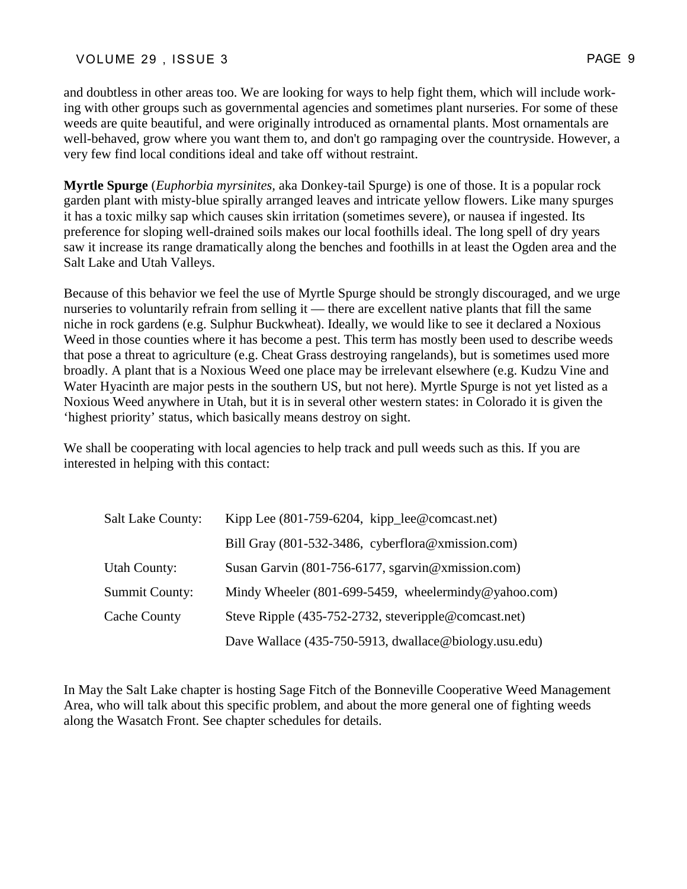and doubtless in other areas too. We are looking for ways to help fight them, which will include working with other groups such as governmental agencies and sometimes plant nurseries. For some of these weeds are quite beautiful, and were originally introduced as ornamental plants. Most ornamentals are well-behaved, grow where you want them to, and don't go rampaging over the countryside. However, a very few find local conditions ideal and take off without restraint.

**Myrtle Spurge** (*Euphorbia myrsinites*, aka Donkey-tail Spurge) is one of those. It is a popular rock garden plant with misty-blue spirally arranged leaves and intricate yellow flowers. Like many spurges it has a toxic milky sap which causes skin irritation (sometimes severe), or nausea if ingested. Its preference for sloping well-drained soils makes our local foothills ideal. The long spell of dry years saw it increase its range dramatically along the benches and foothills in at least the Ogden area and the Salt Lake and Utah Valleys.

Because of this behavior we feel the use of Myrtle Spurge should be strongly discouraged, and we urge nurseries to voluntarily refrain from selling it — there are excellent native plants that fill the same niche in rock gardens (e.g. Sulphur Buckwheat). Ideally, we would like to see it declared a Noxious Weed in those counties where it has become a pest. This term has mostly been used to describe weeds that pose a threat to agriculture (e.g. Cheat Grass destroying rangelands), but is sometimes used more broadly. A plant that is a Noxious Weed one place may be irrelevant elsewhere (e.g. Kudzu Vine and Water Hyacinth are major pests in the southern US, but not here). Myrtle Spurge is not yet listed as a Noxious Weed anywhere in Utah, but it is in several other western states: in Colorado it is given the 'highest priority' status, which basically means destroy on sight.

We shall be cooperating with local agencies to help track and pull weeds such as this. If you are interested in helping with this contact:

| | |
|---|---|
| Salt Lake County: | Kipp Lee (801-759-6204, kipp_lee@comcast.net) |
| | Bill Gray (801-532-3486, cyberflora@xmission.com) |
| Utah County: | Susan Garvin (801-756-6177, sgarvin@xmission.com) |
| Summit County: | Mindy Wheeler (801-699-5459, wheelermindy@yahoo.com) |
| Cache County | Steve Ripple (435-752-2732, steveripple@comcast.net) |
| | Dave Wallace (435-750-5913, dwallace@biology.usu.edu) |

In May the Salt Lake chapter is hosting Sage Fitch of the Bonneville Cooperative Weed Management Area, who will talk about this specific problem, and about the more general one of fighting weeds along the Wasatch Front. See chapter schedules for details.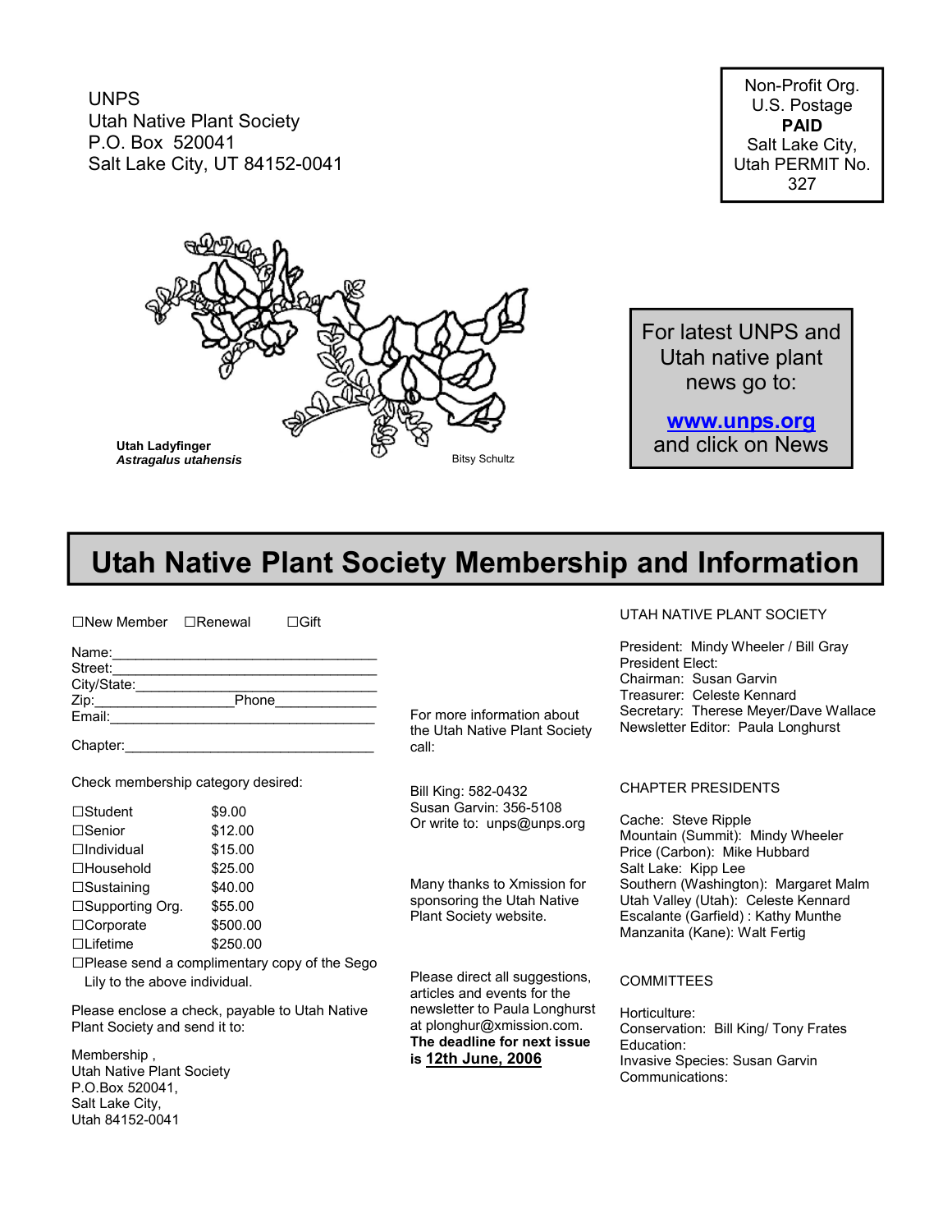UNPS
Utah Native Plant Society
P.O. Box 520041
Salt Lake City, UT 84152-0041

Non-Profit Org.
U.S. Postage
**PAID**
Salt Lake City,
Utah PERMIT No.
327

**Utah Ladyfinger**
***Astragalus utahensis***

Bitsy Schultz

For latest UNPS and Utah native plant news go to:

**www.unps.org**
and click on News

# Utah Native Plant Society Membership and Information

☐New Member ☐Renewal ☐Gift

Name:________________________________
Street:________________________________
City/State:____________________________
Zip:_______________Phone____________
Email:________________________________

Chapter:______________________________

Check membership category desired:

| | |
|---|---|
| ☐Student | $9.00 |
| ☐Senior | $12.00 |
| ☐Individual | $15.00 |
| ☐Household | $25.00 |
| ☐Sustaining | $40.00 |
| ☐Supporting Org. | $55.00 |
| ☐Corporate | $500.00 |
| ☐Lifetime | $250.00 |

☐Please send a complimentary copy of the Sego Lily to the above individual.

Please enclose a check, payable to Utah Native Plant Society and send it to:

Membership ,
Utah Native Plant Society
P.O.Box 520041,
Salt Lake City,
Utah 84152-0041

For more information about the Utah Native Plant Society call:

Bill King: 582-0432
Susan Garvin: 356-5108
Or write to: unps@unps.org

Many thanks to Xmission for sponsoring the Utah Native Plant Society website.

Please direct all suggestions, articles and events for the newsletter to Paula Longhurst at plonghur@xmission.com.
**The deadline for next issue is 12th June, 2006**

UTAH NATIVE PLANT SOCIETY

President: Mindy Wheeler / Bill Gray
President Elect:
Chairman: Susan Garvin
Treasurer: Celeste Kennard
Secretary: Therese Meyer/Dave Wallace
Newsletter Editor: Paula Longhurst

CHAPTER PRESIDENTS

Cache: Steve Ripple
Mountain (Summit): Mindy Wheeler
Price (Carbon): Mike Hubbard
Salt Lake: Kipp Lee
Southern (Washington): Margaret Malm
Utah Valley (Utah): Celeste Kennard
Escalante (Garfield) : Kathy Munthe
Manzanita (Kane): Walt Fertig

COMMITTEES

Horticulture:
Conservation: Bill King/ Tony Frates
Education:
Invasive Species: Susan Garvin
Communications: